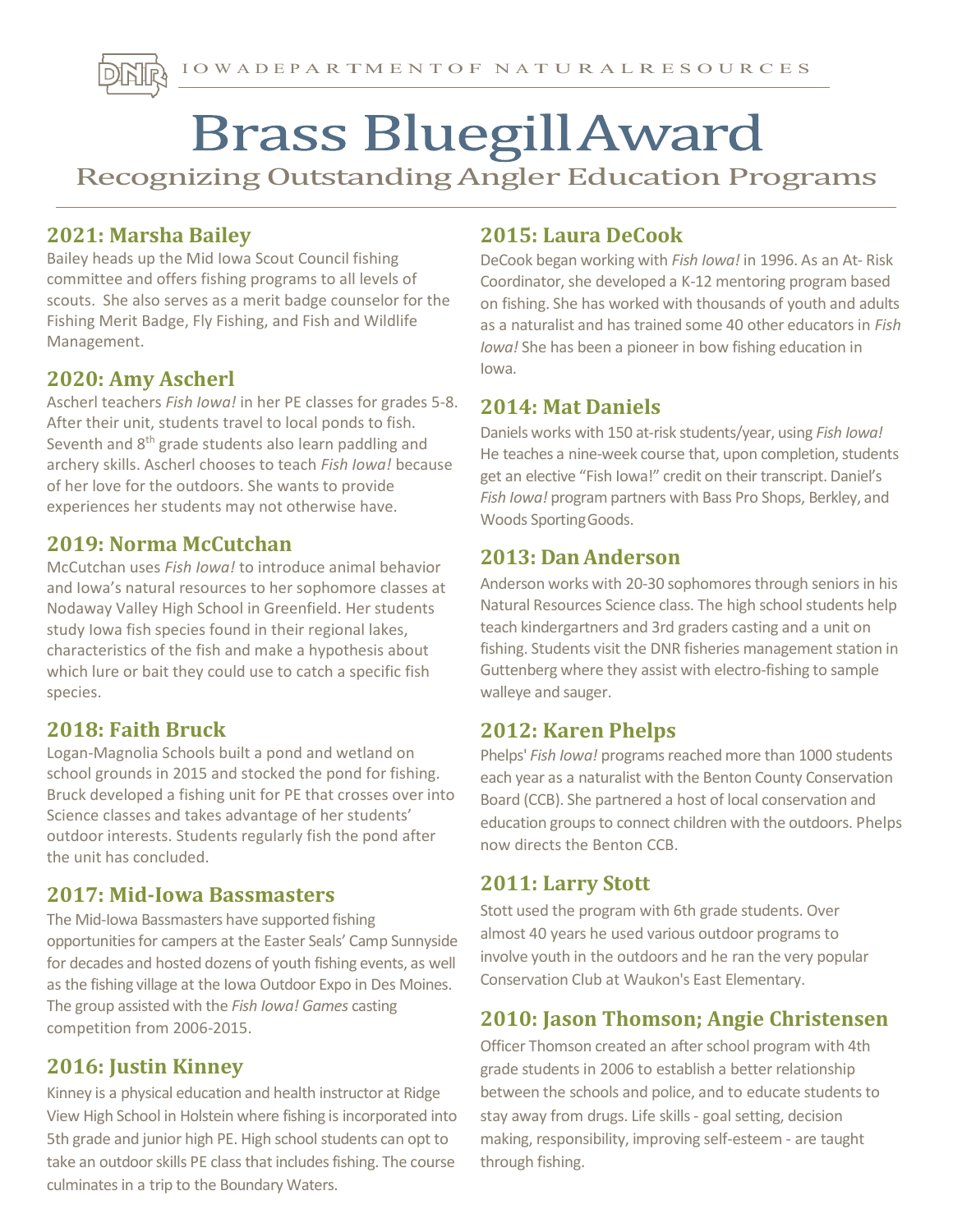IOWA DEPARTMENT OF NATURAL RESOURCES

# Brass Bluegill Award

Recognizing Outstanding Angler Education Programs

## 2021: Marsha Bailey

Bailey heads up the Mid Iowa Scout Council fishing committee and offers fishing programs to all levels of scouts. She also serves as a merit badge counselor for the Fishing Merit Badge, Fly Fishing, and Fish and Wildlife Management.

## 2020: Amy Ascherl

Ascherl teachers *Fish Iowa!* in her PE classes for grades 5-8. After their unit, students travel to local ponds to fish. Seventh and 8th grade students also learn paddling and archery skills. Ascherl chooses to teach *Fish Iowa!* because of her love for the outdoors. She wants to provide experiences her students may not otherwise have.

## 2019: Norma McCutchan

McCutchan uses *Fish Iowa!* to introduce animal behavior and Iowa's natural resources to her sophomore classes at Nodaway Valley High School in Greenfield. Her students study Iowa fish species found in their regional lakes, characteristics of the fish and make a hypothesis about which lure or bait they could use to catch a specific fish species.

## 2018: Faith Bruck

Logan-Magnolia Schools built a pond and wetland on school grounds in 2015 and stocked the pond for fishing. Bruck developed a fishing unit for PE that crosses over into Science classes and takes advantage of her students' outdoor interests. Students regularly fish the pond after the unit has concluded.

## 2017: Mid-Iowa Bassmasters

The Mid-Iowa Bassmasters have supported fishing opportunities for campers at the Easter Seals' Camp Sunnyside for decades and hosted dozens of youth fishing events, as well as the fishing village at the Iowa Outdoor Expo in Des Moines. The group assisted with the *Fish Iowa! Games* casting competition from 2006-2015.

## 2016: Justin Kinney

Kinney is a physical education and health instructor at Ridge View High School in Holstein where fishing is incorporated into 5th grade and junior high PE. High school students can opt to take an outdoor skills PE class that includes fishing. The course culminates in a trip to the Boundary Waters.

## 2015: Laura DeCook

DeCook began working with *Fish Iowa!* in 1996. As an At- Risk Coordinator, she developed a K-12 mentoring program based on fishing. She has worked with thousands of youth and adults as a naturalist and has trained some 40 other educators in *Fish Iowa!* She has been a pioneer in bow fishing education in Iowa.

## 2014: Mat Daniels

Daniels works with 150 at-risk students/year, using *Fish Iowa!* He teaches a nine-week course that, upon completion, students get an elective "Fish Iowa!" credit on their transcript. Daniel's *Fish Iowa!* program partners with Bass Pro Shops, Berkley, and Woods Sporting Goods.

## 2013: Dan Anderson

Anderson works with 20-30 sophomores through seniors in his Natural Resources Science class. The high school students help teach kindergartners and 3rd graders casting and a unit on fishing. Students visit the DNR fisheries management station in Guttenberg where they assist with electro-fishing to sample walleye and sauger.

## 2012: Karen Phelps

Phelps' *Fish Iowa!* programs reached more than 1000 students each year as a naturalist with the Benton County Conservation Board (CCB). She partnered a host of local conservation and education groups to connect children with the outdoors. Phelps now directs the Benton CCB.

## 2011: Larry Stott

Stott used the program with 6th grade students. Over almost 40 years he used various outdoor programs to involve youth in the outdoors and he ran the very popular Conservation Club at Waukon's East Elementary.

## 2010: Jason Thomson; Angie Christensen

Officer Thomson created an after school program with 4th grade students in 2006 to establish a better relationship between the schools and police, and to educate students to stay away from drugs. Life skills - goal setting, decision making, responsibility, improving self-esteem - are taught through fishing.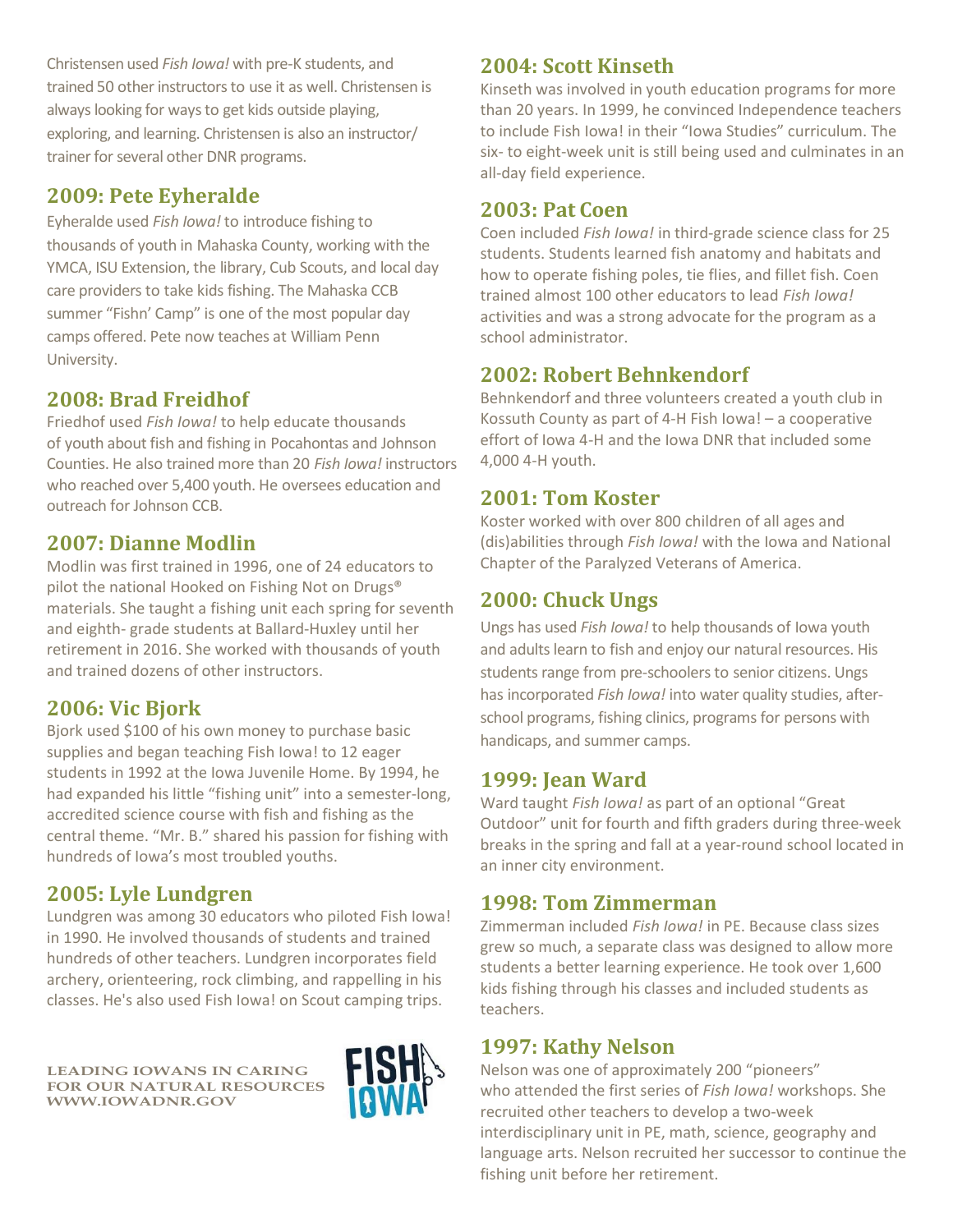Christensen used *Fish Iowa!* with pre-K students, and trained 50 other instructors to use it as well. Christensen is always looking for ways to get kids outside playing, exploring, and learning. Christensen is also an instructor/ trainer for several other DNR programs.

## 2009: Pete Eyheralde

Eyheralde used *Fish Iowa!* to introduce fishing to thousands of youth in Mahaska County, working with the YMCA, ISU Extension, the library, Cub Scouts, and local day care providers to take kids fishing. The Mahaska CCB summer "Fishn' Camp" is one of the most popular day camps offered. Pete now teaches at William Penn University.

## 2008: Brad Freidhof

Friedhof used *Fish Iowa!* to help educate thousands of youth about fish and fishing in Pocahontas and Johnson Counties. He also trained more than 20 *Fish Iowa!* instructors who reached over 5,400 youth. He oversees education and outreach for Johnson CCB.

## 2007: Dianne Modlin

Modlin was first trained in 1996, one of 24 educators to pilot the national Hooked on Fishing Not on Drugs® materials. She taught a fishing unit each spring for seventh and eighth- grade students at Ballard-Huxley until her retirement in 2016. She worked with thousands of youth and trained dozens of other instructors.

## 2006: Vic Bjork

Bjork used $100 of his own money to purchase basic supplies and began teaching Fish Iowa! to 12 eager students in 1992 at the Iowa Juvenile Home. By 1994, he had expanded his little "fishing unit" into a semester-long, accredited science course with fish and fishing as the central theme. "Mr. B." shared his passion for fishing with hundreds of Iowa's most troubled youths.

## 2005: Lyle Lundgren

Lundgren was among 30 educators who piloted Fish Iowa! in 1990. He involved thousands of students and trained hundreds of other teachers. Lundgren incorporates field archery, orienteering, rock climbing, and rappelling in his classes. He's also used Fish Iowa! on Scout camping trips.

LEADING IOWANS IN CARING FOR OUR NATURAL RESOURCES
WWW.IOWADNR.GOV

## 2004: Scott Kinseth

Kinseth was involved in youth education programs for more than 20 years. In 1999, he convinced Independence teachers to include Fish Iowa! in their "Iowa Studies" curriculum. The six- to eight-week unit is still being used and culminates in an all-day field experience.

## 2003: Pat Coen

Coen included *Fish Iowa!* in third-grade science class for 25 students. Students learned fish anatomy and habitats and how to operate fishing poles, tie flies, and fillet fish. Coen trained almost 100 other educators to lead *Fish Iowa!* activities and was a strong advocate for the program as a school administrator.

## 2002: Robert Behnkendorf

Behnkendorf and three volunteers created a youth club in Kossuth County as part of 4-H Fish Iowa! – a cooperative effort of Iowa 4-H and the Iowa DNR that included some 4,000 4-H youth.

## 2001: Tom Koster

Koster worked with over 800 children of all ages and (dis)abilities through *Fish Iowa!* with the Iowa and National Chapter of the Paralyzed Veterans of America.

## 2000: Chuck Ungs

Ungs has used *Fish Iowa!* to help thousands of Iowa youth and adults learn to fish and enjoy our natural resources. His students range from pre-schoolers to senior citizens. Ungs has incorporated *Fish Iowa!* into water quality studies, after-school programs, fishing clinics, programs for persons with handicaps, and summer camps.

## 1999: Jean Ward

Ward taught *Fish Iowa!* as part of an optional "Great Outdoor" unit for fourth and fifth graders during three-week breaks in the spring and fall at a year-round school located in an inner city environment.

## 1998: Tom Zimmerman

Zimmerman included *Fish Iowa!* in PE. Because class sizes grew so much, a separate class was designed to allow more students a better learning experience. He took over 1,600 kids fishing through his classes and included students as teachers.

## 1997: Kathy Nelson

Nelson was one of approximately 200 "pioneers" who attended the first series of *Fish Iowa!* workshops. She recruited other teachers to develop a two-week interdisciplinary unit in PE, math, science, geography and language arts. Nelson recruited her successor to continue the fishing unit before her retirement.